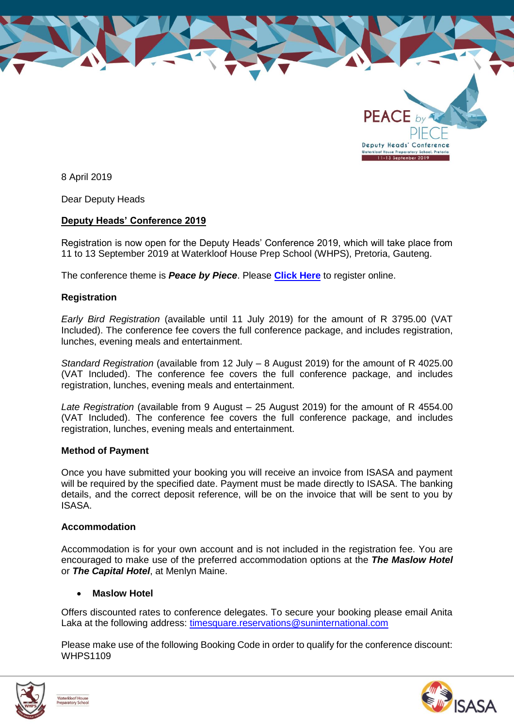PEACE by PIECE
Deputy Heads' Conference
Waterkloof House Preparatory School, Pretoria
11-13 September 2019

8 April 2019

Dear Deputy Heads

## Deputy Heads' Conference 2019

Registration is now open for the Deputy Heads' Conference 2019, which will take place from 11 to 13 September 2019 at Waterkloof House Prep School (WHPS), Pretoria, Gauteng.

The conference theme is ***Peace by Piece***. Please **Click Here** to register online.

### Registration

*Early Bird Registration* (available until 11 July 2019) for the amount of R 3795.00 (VAT Included). The conference fee covers the full conference package, and includes registration, lunches, evening meals and entertainment.

*Standard Registration* (available from 12 July – 8 August 2019) for the amount of R 4025.00 (VAT Included). The conference fee covers the full conference package, and includes registration, lunches, evening meals and entertainment.

*Late Registration* (available from 9 August – 25 August 2019) for the amount of R 4554.00 (VAT Included). The conference fee covers the full conference package, and includes registration, lunches, evening meals and entertainment.

### Method of Payment

Once you have submitted your booking you will receive an invoice from ISASA and payment will be required by the specified date. Payment must be made directly to ISASA. The banking details, and the correct deposit reference, will be on the invoice that will be sent to you by ISASA.

### Accommodation

Accommodation is for your own account and is not included in the registration fee. You are encouraged to make use of the preferred accommodation options at the ***The Maslow Hotel*** or ***The Capital Hotel***, at Menlyn Maine.

- **Maslow Hotel**

Offers discounted rates to conference delegates. To secure your booking please email Anita Laka at the following address: timesquare.reservations@suninternational.com

Please make use of the following Booking Code in order to qualify for the conference discount: WHPS1109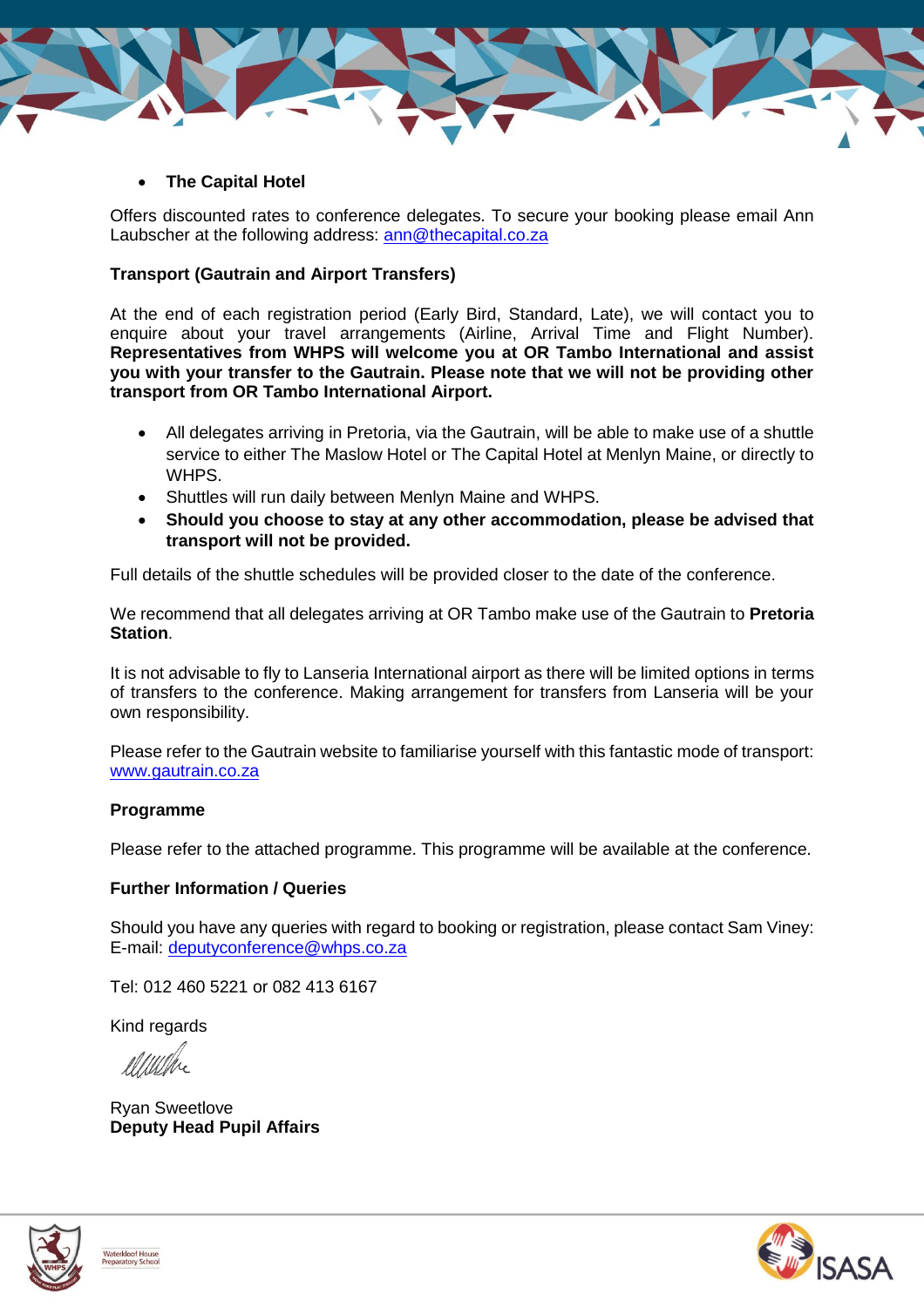- **The Capital Hotel**

Offers discounted rates to conference delegates. To secure your booking please email Ann Laubscher at the following address: ann@thecapital.co.za

**Transport (Gautrain and Airport Transfers)**

At the end of each registration period (Early Bird, Standard, Late), we will contact you to enquire about your travel arrangements (Airline, Arrival Time and Flight Number). **Representatives from WHPS will welcome you at OR Tambo International and assist you with your transfer to the Gautrain. Please note that we will not be providing other transport from OR Tambo International Airport.**

- All delegates arriving in Pretoria, via the Gautrain, will be able to make use of a shuttle service to either The Maslow Hotel or The Capital Hotel at Menlyn Maine, or directly to WHPS.
- Shuttles will run daily between Menlyn Maine and WHPS.
- **Should you choose to stay at any other accommodation, please be advised that transport will not be provided.**

Full details of the shuttle schedules will be provided closer to the date of the conference.

We recommend that all delegates arriving at OR Tambo make use of the Gautrain to **Pretoria Station**.

It is not advisable to fly to Lanseria International airport as there will be limited options in terms of transfers to the conference. Making arrangement for transfers from Lanseria will be your own responsibility.

Please refer to the Gautrain website to familiarise yourself with this fantastic mode of transport: www.gautrain.co.za

**Programme**

Please refer to the attached programme. This programme will be available at the conference.

**Further Information / Queries**

Should you have any queries with regard to booking or registration, please contact Sam Viney: E-mail: deputyconference@whps.co.za

Tel: 012 460 5221 or 082 413 6167

Kind regards

Ryan Sweetlove
**Deputy Head Pupil Affairs**